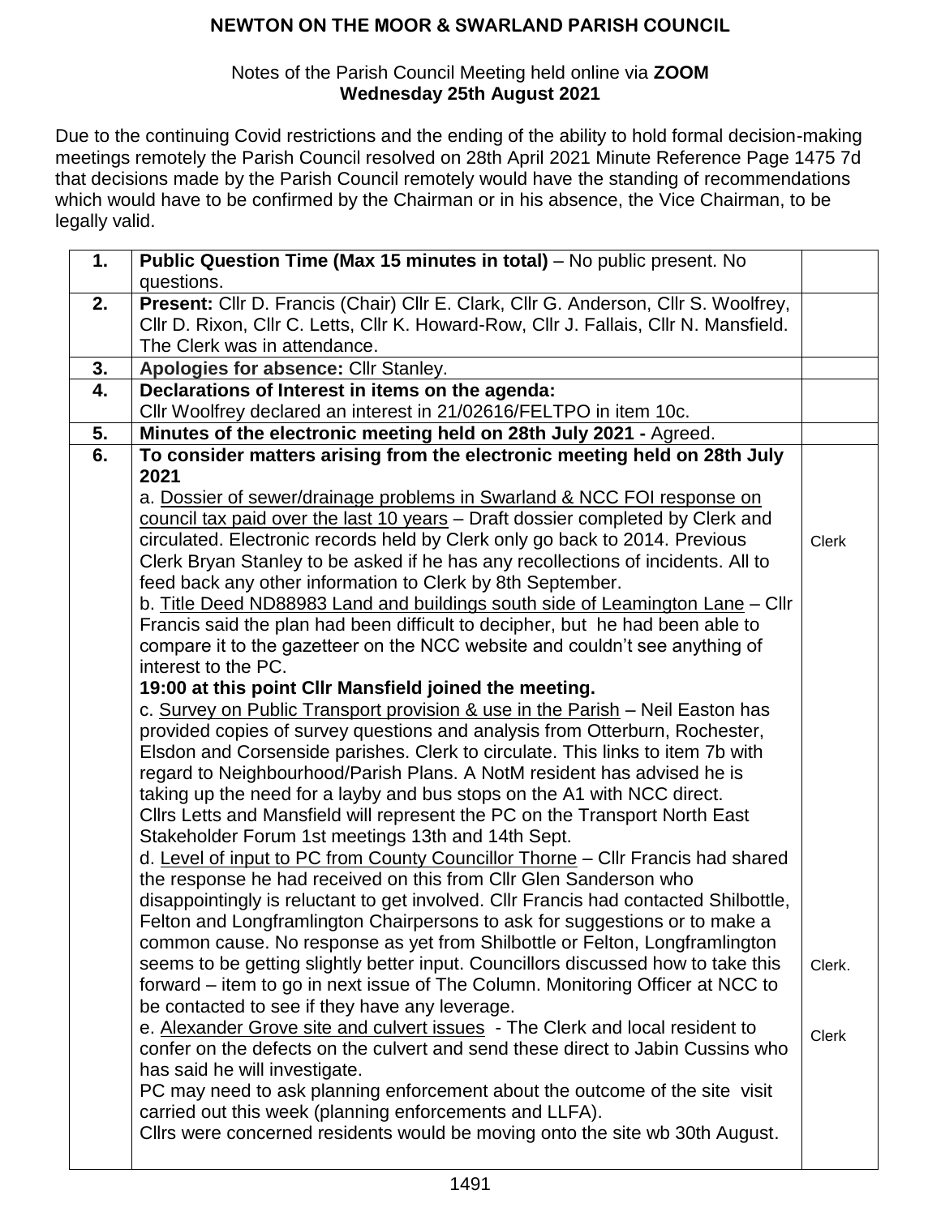# NEWTON ON THE MOOR & SWARLAND PARISH COUNCIL

Notes of the Parish Council Meeting held online via **ZOOM**
**Wednesday 25th August 2021**

Due to the continuing Covid restrictions and the ending of the ability to hold formal decision-making meetings remotely the Parish Council resolved on 28th April 2021 Minute Reference Page 1475 7d that decisions made by the Parish Council remotely would have the standing of recommendations which would have to be confirmed by the Chairman or in his absence, the Vice Chairman, to be legally valid.

| | | |
|---|---|---|
| **1.** | **Public Question Time (Max 15 minutes in total)** – No public present. No questions. | |
| **2.** | **Present:** Cllr D. Francis (Chair) Cllr E. Clark, Cllr G. Anderson, Cllr S. Woolfrey, Cllr D. Rixon, Cllr C. Letts, Cllr K. Howard-Row, Cllr J. Fallais, Cllr N. Mansfield. The Clerk was in attendance. | |
| **3.** | **Apologies for absence:** Cllr Stanley. | |
| **4.** | **Declarations of Interest in items on the agenda:**<br>Cllr Woolfrey declared an interest in 21/02616/FELTPO in item 10c. | |
| **5.** | **Minutes of the electronic meeting held on 28th July 2021 -** Agreed. | |
| **6.** | **To consider matters arising from the electronic meeting held on 28th July 2021**<br>a. Dossier of sewer/drainage problems in Swarland & NCC FOI response on council tax paid over the last 10 years – Draft dossier completed by Clerk and circulated. Electronic records held by Clerk only go back to 2014. Previous Clerk Bryan Stanley to be asked if he has any recollections of incidents. All to feed back any other information to Clerk by 8th September.<br>b. Title Deed ND88983 Land and buildings south side of Leamington Lane – Cllr Francis said the plan had been difficult to decipher, but he had been able to compare it to the gazetteer on the NCC website and couldn't see anything of interest to the PC.<br>**19:00 at this point Cllr Mansfield joined the meeting.**<br>c. Survey on Public Transport provision & use in the Parish – Neil Easton has provided copies of survey questions and analysis from Otterburn, Rochester, Elsdon and Corsenside parishes. Clerk to circulate. This links to item 7b with regard to Neighbourhood/Parish Plans. A NotM resident has advised he is taking up the need for a layby and bus stops on the A1 with NCC direct. Cllrs Letts and Mansfield will represent the PC on the Transport North East Stakeholder Forum 1st meetings 13th and 14th Sept.<br>d. Level of input to PC from County Councillor Thorne – Cllr Francis had shared the response he had received on this from Cllr Glen Sanderson who disappointingly is reluctant to get involved. Cllr Francis had contacted Shilbottle, Felton and Longframlington Chairpersons to ask for suggestions or to make a common cause. No response as yet from Shilbottle or Felton, Longframlington seems to be getting slightly better input. Councillors discussed how to take this forward – item to go in next issue of The Column. Monitoring Officer at NCC to be contacted to see if they have any leverage.<br>e. Alexander Grove site and culvert issues - The Clerk and local resident to confer on the defects on the culvert and send these direct to Jabin Cussins who has said he will investigate.<br>PC may need to ask planning enforcement about the outcome of the site visit carried out this week (planning enforcements and LLFA).<br>Cllrs were concerned residents would be moving onto the site wb 30th August. | Clerk<br><br>Clerk.<br><br>Clerk |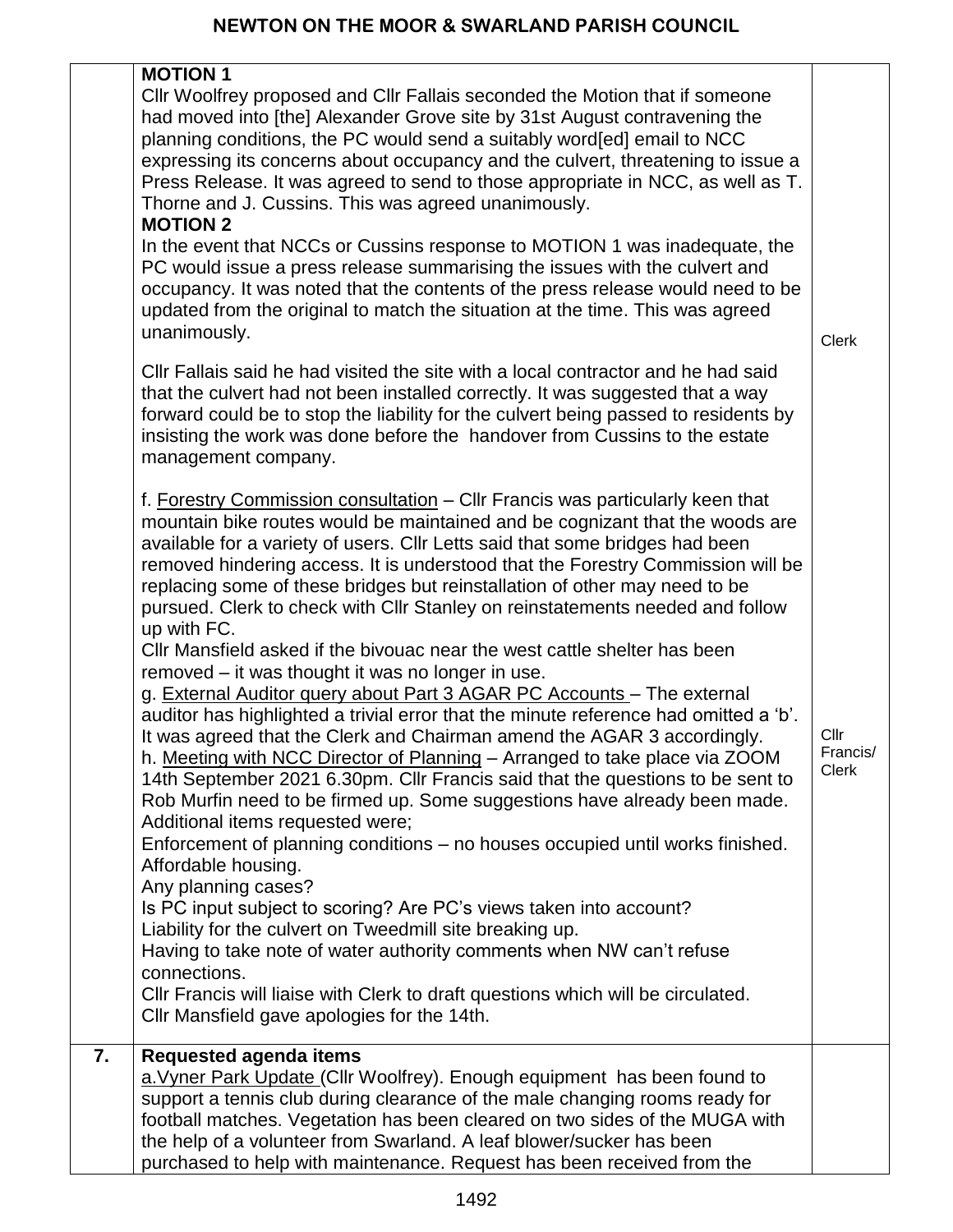| | | |
|---|---|---|
| | **MOTION 1**<br>Cllr Woolfrey proposed and Cllr Fallais seconded the Motion that if someone had moved into [the] Alexander Grove site by 31st August contravening the planning conditions, the PC would send a suitably word[ed] email to NCC expressing its concerns about occupancy and the culvert, threatening to issue a Press Release. It was agreed to send to those appropriate in NCC, as well as T. Thorne and J. Cussins. This was agreed unanimously.<br>**MOTION 2**<br>In the event that NCCs or Cussins response to MOTION 1 was inadequate, the PC would issue a press release summarising the issues with the culvert and occupancy. It was noted that the contents of the press release would need to be updated from the original to match the situation at the time. This was agreed unanimously.<br><br>Cllr Fallais said he had visited the site with a local contractor and he had said that the culvert had not been installed correctly. It was suggested that a way forward could be to stop the liability for the culvert being passed to residents by insisting the work was done before the handover from Cussins to the estate management company. | Clerk |
| | f. Forestry Commission consultation – Cllr Francis was particularly keen that mountain bike routes would be maintained and be cognizant that the woods are available for a variety of users. Cllr Letts said that some bridges had been removed hindering access. It is understood that the Forestry Commission will be replacing some of these bridges but reinstallation of other may need to be pursued. Clerk to check with Cllr Stanley on reinstatements needed and follow up with FC.<br>Cllr Mansfield asked if the bivouac near the west cattle shelter has been removed – it was thought it was no longer in use.<br>g. External Auditor query about Part 3 AGAR PC Accounts – The external auditor has highlighted a trivial error that the minute reference had omitted a 'b'. It was agreed that the Clerk and Chairman amend the AGAR 3 accordingly.<br>h. Meeting with NCC Director of Planning – Arranged to take place via ZOOM 14th September 2021 6.30pm. Cllr Francis said that the questions to be sent to Rob Murfin need to be firmed up. Some suggestions have already been made. Additional items requested were;<br>Enforcement of planning conditions – no houses occupied until works finished.<br>Affordable housing.<br>Any planning cases?<br>Is PC input subject to scoring? Are PC's views taken into account?<br>Liability for the culvert on Tweedmill site breaking up.<br>Having to take note of water authority comments when NW can't refuse connections.<br>Cllr Francis will liaise with Clerk to draft questions which will be circulated.<br>Cllr Mansfield gave apologies for the 14th. | Cllr Francis/ Clerk |
| **7.** | **Requested agenda items**<br>a. Vyner Park Update (Cllr Woolfrey). Enough equipment has been found to support a tennis club during clearance of the male changing rooms ready for football matches. Vegetation has been cleared on two sides of the MUGA with the help of a volunteer from Swarland. A leaf blower/sucker has been purchased to help with maintenance. Request has been received from the | |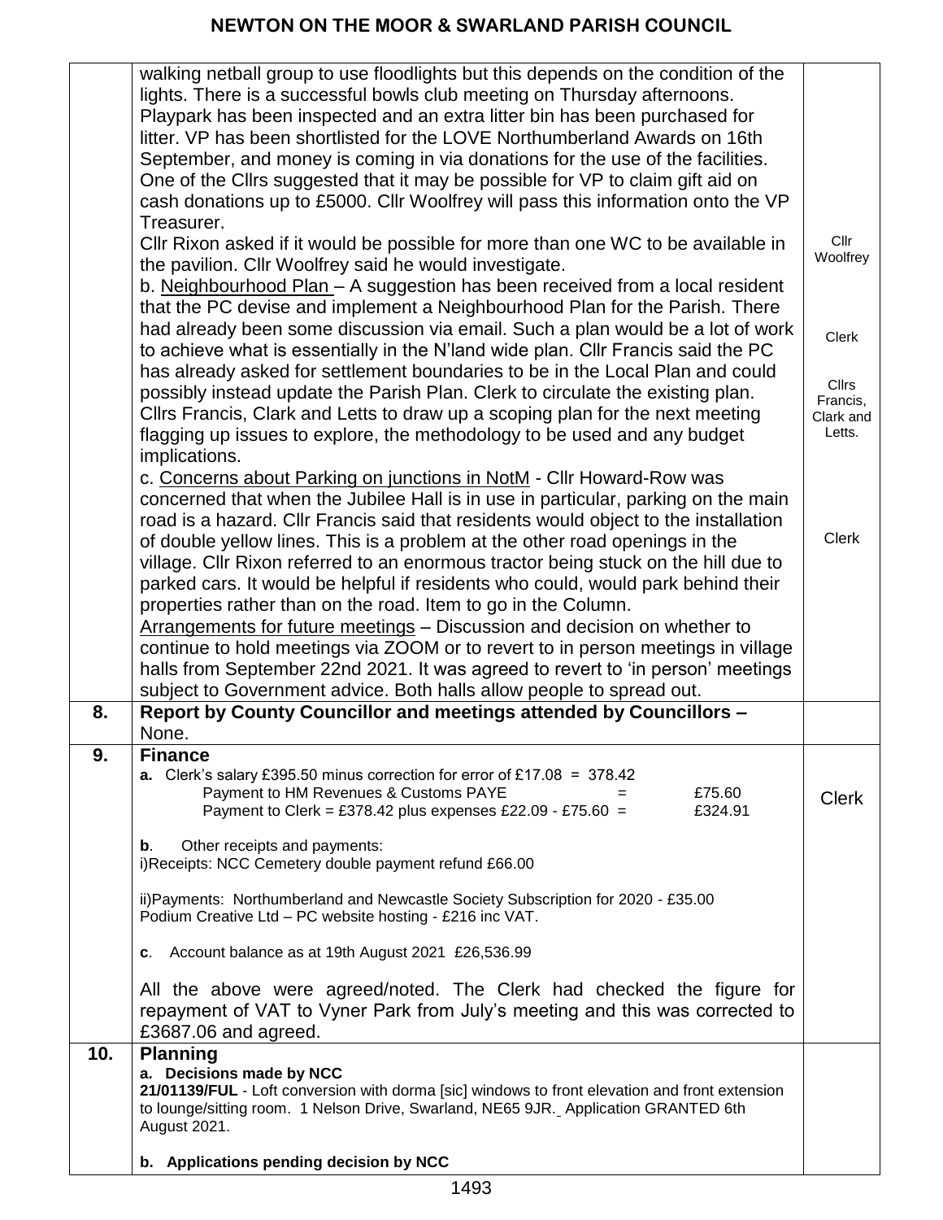| | | |
|---|---|---|
| | walking netball group to use floodlights but this depends on the condition of the lights. There is a successful bowls club meeting on Thursday afternoons. Playpark has been inspected and an extra litter bin has been purchased for litter. VP has been shortlisted for the LOVE Northumberland Awards on 16th September, and money is coming in via donations for the use of the facilities. One of the Cllrs suggested that it may be possible for VP to claim gift aid on cash donations up to £5000. Cllr Woolfrey will pass this information onto the VP Treasurer.<br>Cllr Rixon asked if it would be possible for more than one WC to be available in the pavilion. Cllr Woolfrey said he would investigate.<br>b. Neighbourhood Plan – A suggestion has been received from a local resident that the PC devise and implement a Neighbourhood Plan for the Parish. There had already been some discussion via email. Such a plan would be a lot of work to achieve what is essentially in the N'land wide plan. Cllr Francis said the PC has already asked for settlement boundaries to be in the Local Plan and could possibly instead update the Parish Plan. Clerk to circulate the existing plan. Cllrs Francis, Clark and Letts to draw up a scoping plan for the next meeting flagging up issues to explore, the methodology to be used and any budget implications.<br>c. Concerns about Parking on junctions in NotM - Cllr Howard-Row was concerned that when the Jubilee Hall is in use in particular, parking on the main road is a hazard. Cllr Francis said that residents would object to the installation of double yellow lines. This is a problem at the other road openings in the village. Cllr Rixon referred to an enormous tractor being stuck on the hill due to parked cars. It would be helpful if residents who could, would park behind their properties rather than on the road. Item to go in the Column.<br>Arrangements for future meetings – Discussion and decision on whether to continue to hold meetings via ZOOM or to revert to in person meetings in village halls from September 22nd 2021. It was agreed to revert to 'in person' meetings subject to Government advice. Both halls allow people to spread out. | Cllr Woolfrey<br><br>Clerk<br><br>Cllrs Francis, Clark and Letts.<br><br>Clerk |
| **8.** | **Report by County Councillor and meetings attended by Councillors –** None. | |
| **9.** | **Finance**<br>**a.** Clerk's salary £395.50 minus correction for error of £17.08 = 378.42<br>Payment to HM Revenues & Customs PAYE = £75.60<br>Payment to Clerk = £378.42 plus expenses £22.09 - £75.60 = £324.91<br><br>**b**. Other receipts and payments:<br>i)Receipts: NCC Cemetery double payment refund £66.00<br><br>ii)Payments: Northumberland and Newcastle Society Subscription for 2020 - £35.00<br>Podium Creative Ltd – PC website hosting - £216 inc VAT.<br><br>**c**. Account balance as at 19th August 2021 £26,536.99<br><br>All the above were agreed/noted. The Clerk had checked the figure for repayment of VAT to Vyner Park from July's meeting and this was corrected to £3687.06 and agreed. | Clerk |
| **10.** | **Planning**<br>**a. Decisions made by NCC**<br>**21/01139/FUL** - Loft conversion with dorma [sic] windows to front elevation and front extension to lounge/sitting room. 1 Nelson Drive, Swarland, NE65 9JR. Application GRANTED 6th August 2021.<br><br>**b. Applications pending decision by NCC** | |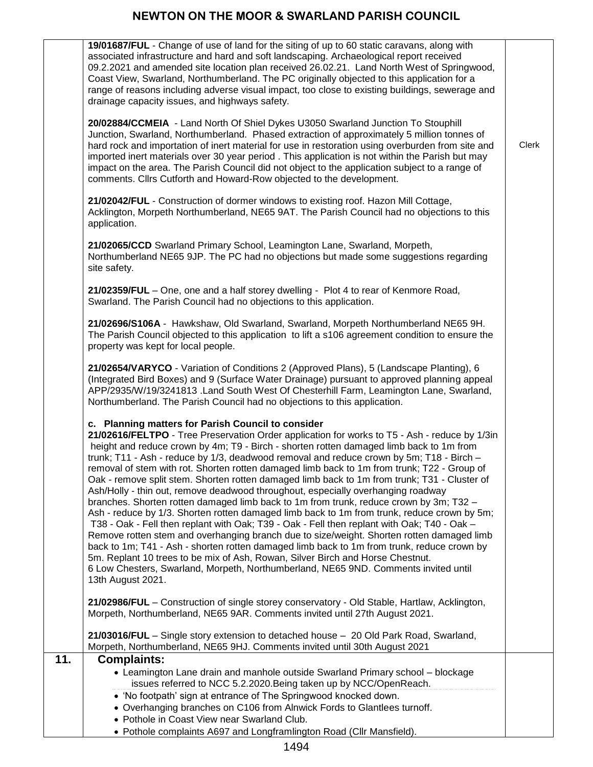| | | |
|---|---|---|
| | **19/01687/FUL** - Change of use of land for the siting of up to 60 static caravans, along with associated infrastructure and hard and soft landscaping. Archaeological report received 09.2.2021 and amended site location plan received 26.02.21. Land North West of Springwood, Coast View, Swarland, Northumberland. The PC originally objected to this application for a range of reasons including adverse visual impact, too close to existing buildings, sewerage and drainage capacity issues, and highways safety.<br><br>**20/02884/CCMEIA** - Land North Of Shiel Dykes U3050 Swarland Junction To Stouphill Junction, Swarland, Northumberland. Phased extraction of approximately 5 million tonnes of hard rock and importation of inert material for use in restoration using overburden from site and imported inert materials over 30 year period . This application is not within the Parish but may impact on the area. The Parish Council did not object to the application subject to a range of comments. Cllrs Cutforth and Howard-Row objected to the development.<br><br>**21/02042/FUL** - Construction of dormer windows to existing roof. Hazon Mill Cottage, Acklington, Morpeth Northumberland, NE65 9AT. The Parish Council had no objections to this application.<br><br>**21/02065/CCD** Swarland Primary School, Leamington Lane, Swarland, Morpeth, Northumberland NE65 9JP. The PC had no objections but made some suggestions regarding site safety.<br><br>**21/02359/FUL** – One, one and a half storey dwelling - Plot 4 to rear of Kenmore Road, Swarland. The Parish Council had no objections to this application.<br><br>**21/02696/S106A** - Hawkshaw, Old Swarland, Swarland, Morpeth Northumberland NE65 9H. The Parish Council objected to this application to lift a s106 agreement condition to ensure the property was kept for local people.<br><br>**21/02654/VARYCO** - Variation of Conditions 2 (Approved Plans), 5 (Landscape Planting), 6 (Integrated Bird Boxes) and 9 (Surface Water Drainage) pursuant to approved planning appeal APP/2935/W/19/3241813 .Land South West Of Chesterhill Farm, Leamington Lane, Swarland, Northumberland. The Parish Council had no objections to this application.<br><br>**c. Planning matters for Parish Council to consider**<br>**21/02616/FELTPO** - Tree Preservation Order application for works to T5 - Ash - reduce by 1/3in height and reduce crown by 4m; T9 - Birch - shorten rotten damaged limb back to 1m from trunk; T11 - Ash - reduce by 1/3, deadwood removal and reduce crown by 5m; T18 - Birch – removal of stem with rot. Shorten rotten damaged limb back to 1m from trunk; T22 - Group of Oak - remove split stem. Shorten rotten damaged limb back to 1m from trunk; T31 - Cluster of Ash/Holly - thin out, remove deadwood throughout, especially overhanging roadway branches. Shorten rotten damaged limb back to 1m from trunk, reduce crown by 3m; T32 – Ash - reduce by 1/3. Shorten rotten damaged limb back to 1m from trunk, reduce crown by 5m; T38 - Oak - Fell then replant with Oak; T39 - Oak - Fell then replant with Oak; T40 - Oak – Remove rotten stem and overhanging branch due to size/weight. Shorten rotten damaged limb back to 1m; T41 - Ash - shorten rotten damaged limb back to 1m from trunk, reduce crown by 5m. Replant 10 trees to be mix of Ash, Rowan, Silver Birch and Horse Chestnut.<br>6 Low Chesters, Swarland, Morpeth, Northumberland, NE65 9ND. Comments invited until 13th August 2021.<br><br>**21/02986/FUL** – Construction of single storey conservatory - Old Stable, Hartlaw, Acklington, Morpeth, Northumberland, NE65 9AR. Comments invited until 27th August 2021.<br><br>**21/03016/FUL** – Single story extension to detached house – 20 Old Park Road, Swarland, Morpeth, Northumberland, NE65 9HJ. Comments invited until 30th August 2021 | Clerk |
| **11.** | **Complaints:**<br>• Leamington Lane drain and manhole outside Swarland Primary school – blockage issues referred to NCC 5.2.2020.Being taken up by NCC/OpenReach.<br>• 'No footpath' sign at entrance of The Springwood knocked down.<br>• Overhanging branches on C106 from Alnwick Fords to Glantlees turnoff.<br>• Pothole in Coast View near Swarland Club.<br>• Pothole complaints A697 and Longframlington Road (Cllr Mansfield). | |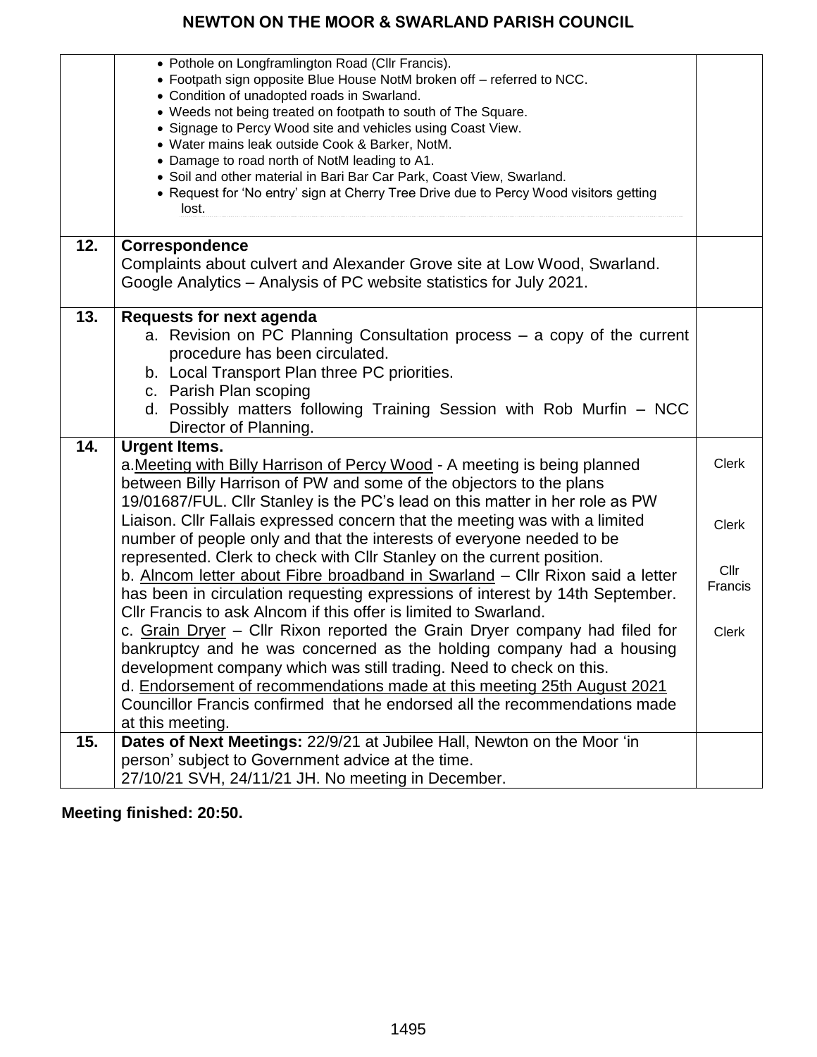| | | |
|---|---|---|
| | • Pothole on Longframlington Road (Cllr Francis).<br>• Footpath sign opposite Blue House NotM broken off – referred to NCC.<br>• Condition of unadopted roads in Swarland.<br>• Weeds not being treated on footpath to south of The Square.<br>• Signage to Percy Wood site and vehicles using Coast View.<br>• Water mains leak outside Cook & Barker, NotM.<br>• Damage to road north of NotM leading to A1.<br>• Soil and other material in Bari Bar Car Park, Coast View, Swarland.<br>• Request for 'No entry' sign at Cherry Tree Drive due to Percy Wood visitors getting lost. | |
| **12.** | **Correspondence**<br>Complaints about culvert and Alexander Grove site at Low Wood, Swarland.<br>Google Analytics – Analysis of PC website statistics for July 2021. | |
| **13.** | **Requests for next agenda**<br>a. Revision on PC Planning Consultation process – a copy of the current procedure has been circulated.<br>b. Local Transport Plan three PC priorities.<br>c. Parish Plan scoping<br>d. Possibly matters following Training Session with Rob Murfin – NCC Director of Planning. | |
| **14.** | **Urgent Items.**<br>a. Meeting with Billy Harrison of Percy Wood - A meeting is being planned between Billy Harrison of PW and some of the objectors to the plans 19/01687/FUL. Cllr Stanley is the PC's lead on this matter in her role as PW Liaison. Cllr Fallais expressed concern that the meeting was with a limited number of people only and that the interests of everyone needed to be represented. Clerk to check with Cllr Stanley on the current position.<br>b. Alncom letter about Fibre broadband in Swarland – Cllr Rixon said a letter has been in circulation requesting expressions of interest by 14th September. Cllr Francis to ask Alncom if this offer is limited to Swarland.<br>c. Grain Dryer – Cllr Rixon reported the Grain Dryer company had filed for bankruptcy and he was concerned as the holding company had a housing development company which was still trading. Need to check on this.<br>d. Endorsement of recommendations made at this meeting 25th August 2021<br>Councillor Francis confirmed that he endorsed all the recommendations made at this meeting. | Clerk<br><br>Clerk<br><br>Cllr Francis<br><br>Clerk |
| **15.** | **Dates of Next Meetings:** 22/9/21 at Jubilee Hall, Newton on the Moor 'in person' subject to Government advice at the time.<br>27/10/21 SVH, 24/11/21 JH. No meeting in December. | |

**Meeting finished: 20:50.**